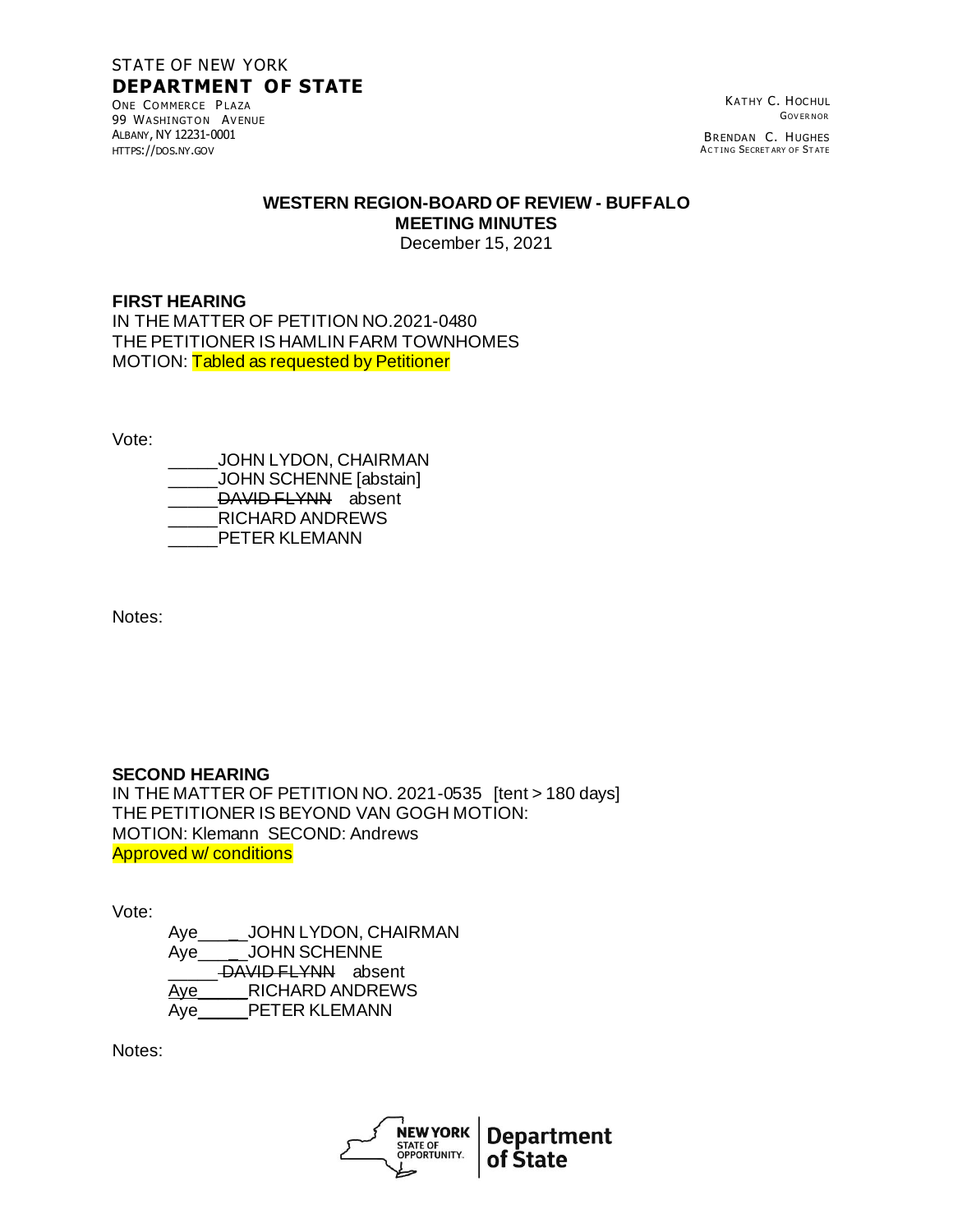STATE OF NEW YORK
**DEPARTMENT OF STATE**
ONE COMMERCE PLAZA
99 WASHINGTON AVENUE
ALBANY, NY 12231-0001
HTTPS://DOS.NY.GOV

KATHY C. HOCHUL
GOVERNOR

BRENDAN C. HUGHES
ACTING SECRETARY OF STATE

**WESTERN REGION-BOARD OF REVIEW - BUFFALO**
**MEETING MINUTES**
December 15, 2021

**FIRST HEARING**
IN THE MATTER OF PETITION NO.2021-0480
THE PETITIONER IS HAMLIN FARM TOWNHOMES
MOTION: Tabled as requested by Petitioner

Vote:

_____JOHN LYDON, CHAIRMAN
_____JOHN SCHENNE [abstain]
_____~~DAVID FLYNN~~ absent
_____RICHARD ANDREWS
_____PETER KLEMANN

Notes:

**SECOND HEARING**
IN THE MATTER OF PETITION NO. 2021-0535 [tent > 180 days]
THE PETITIONER IS BEYOND VAN GOGH MOTION:
MOTION: Klemann SECOND: Andrews
Approved w/ conditions

Vote:

Aye_____JOHN LYDON, CHAIRMAN
Aye_____JOHN SCHENNE
_____~~DAVID FLYNN~~ absent
Aye_____RICHARD ANDREWS
Aye_____PETER KLEMANN

Notes:

NEW YORK STATE OF OPPORTUNITY. | Department of State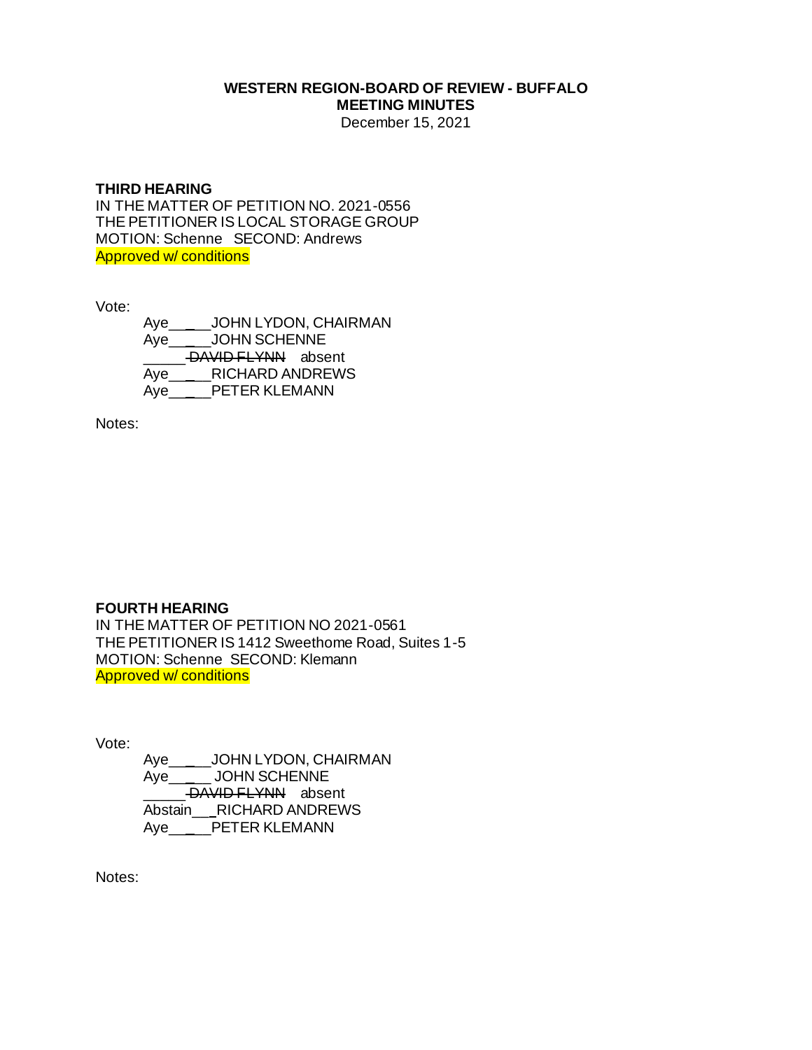**WESTERN REGION-BOARD OF REVIEW - BUFFALO**
**MEETING MINUTES**
December 15, 2021

**THIRD HEARING**
IN THE MATTER OF PETITION NO. 2021-0556
THE PETITIONER IS LOCAL STORAGE GROUP
MOTION: Schenne SECOND: Andrews
Approved w/ conditions

Vote:

Aye_____JOHN LYDON, CHAIRMAN
Aye_____JOHN SCHENNE
_____~~DAVID FLYNN~~ absent
Aye_____RICHARD ANDREWS
Aye_____PETER KLEMANN

Notes:

**FOURTH HEARING**
IN THE MATTER OF PETITION NO 2021-0561
THE PETITIONER IS 1412 Sweethome Road, Suites 1-5
MOTION: Schenne SECOND: Klemann
Approved w/ conditions

Vote:

Aye_____JOHN LYDON, CHAIRMAN
Aye_____ JOHN SCHENNE
_____~~DAVID FLYNN~~ absent
Abstain___RICHARD ANDREWS
Aye_____PETER KLEMANN

Notes: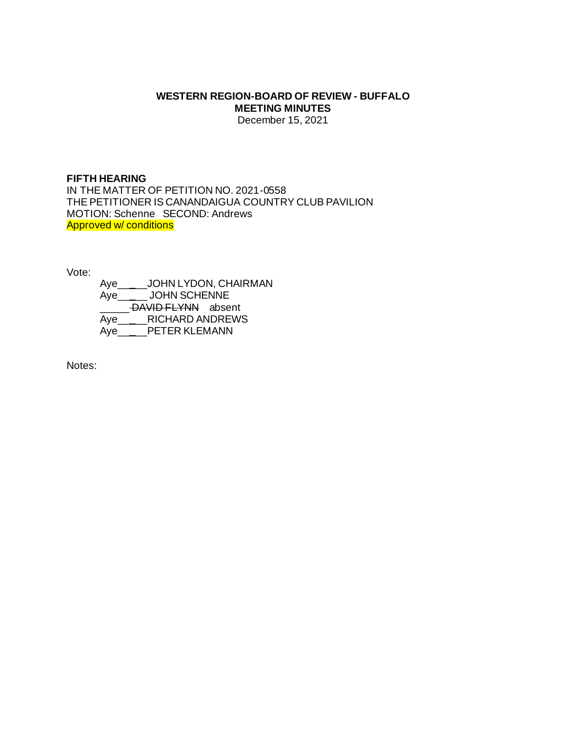**WESTERN REGION-BOARD OF REVIEW - BUFFALO**
**MEETING MINUTES**
December 15, 2021

**FIFTH HEARING**
IN THE MATTER OF PETITION NO. 2021-0558
THE PETITIONER IS CANANDAIGUA COUNTRY CLUB PAVILION
MOTION: Schenne SECOND: Andrews
Approved w/ conditions

Vote:

Aye_____JOHN LYDON, CHAIRMAN
Aye_____ JOHN SCHENNE
_____~~DAVID FLYNN~~ absent
Aye_____RICHARD ANDREWS
Aye_____PETER KLEMANN

Notes: